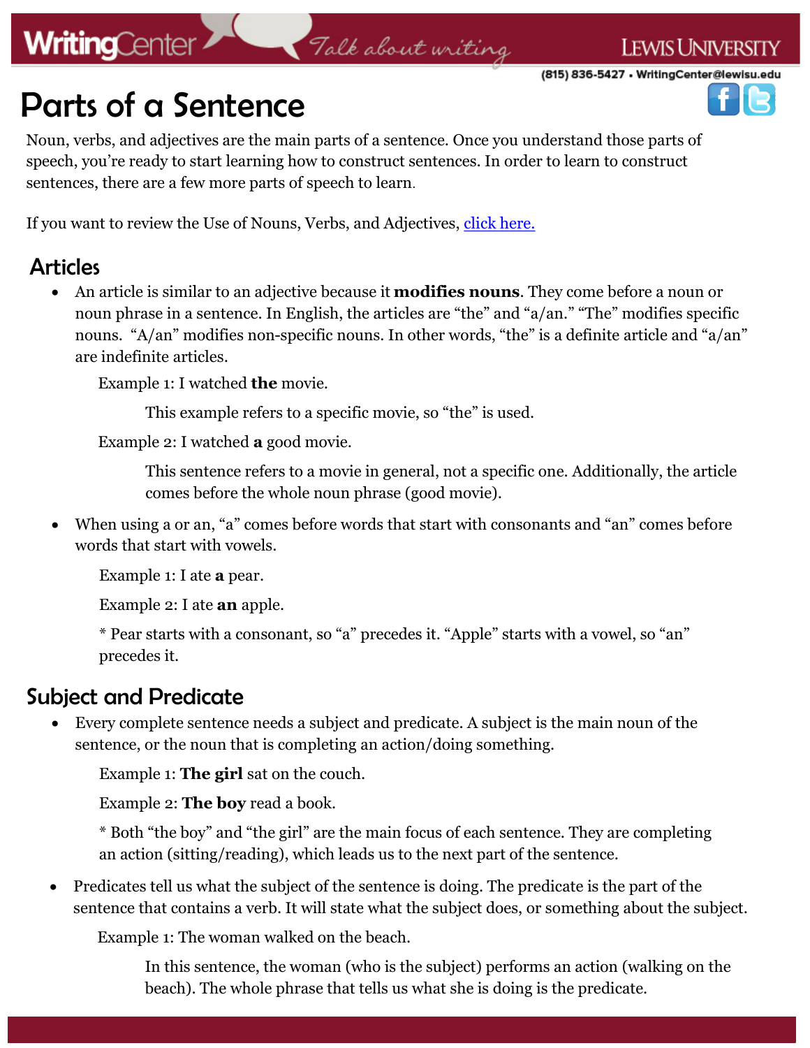# Parts of a Sentence

Noun, verbs, and adjectives are the main parts of a sentence. Once you understand those parts of speech, you're ready to start learning how to construct sentences. In order to learn to construct sentences, there are a few more parts of speech to learn.

If you want to review the Use of Nouns, Verbs, and Adjectives, click here.

## Articles

- An article is similar to an adjective because it **modifies nouns**. They come before a noun or noun phrase in a sentence. In English, the articles are "the" and "a/an." "The" modifies specific nouns. "A/an" modifies non-specific nouns. In other words, "the" is a definite article and "a/an" are indefinite articles.

  Example 1: I watched **the** movie.

  This example refers to a specific movie, so "the" is used.

  Example 2: I watched **a** good movie.

  This sentence refers to a movie in general, not a specific one. Additionally, the article comes before the whole noun phrase (good movie).

- When using a or an, "a" comes before words that start with consonants and "an" comes before words that start with vowels.

  Example 1: I ate **a** pear.

  Example 2: I ate **an** apple.

  * Pear starts with a consonant, so "a" precedes it. "Apple" starts with a vowel, so "an" precedes it.

## Subject and Predicate

- Every complete sentence needs a subject and predicate. A subject is the main noun of the sentence, or the noun that is completing an action/doing something.

  Example 1: **The girl** sat on the couch.

  Example 2: **The boy** read a book.

  * Both "the boy" and "the girl" are the main focus of each sentence. They are completing an action (sitting/reading), which leads us to the next part of the sentence.

- Predicates tell us what the subject of the sentence is doing. The predicate is the part of the sentence that contains a verb. It will state what the subject does, or something about the subject.

  Example 1: The woman walked on the beach.

  In this sentence, the woman (who is the subject) performs an action (walking on the beach). The whole phrase that tells us what she is doing is the predicate.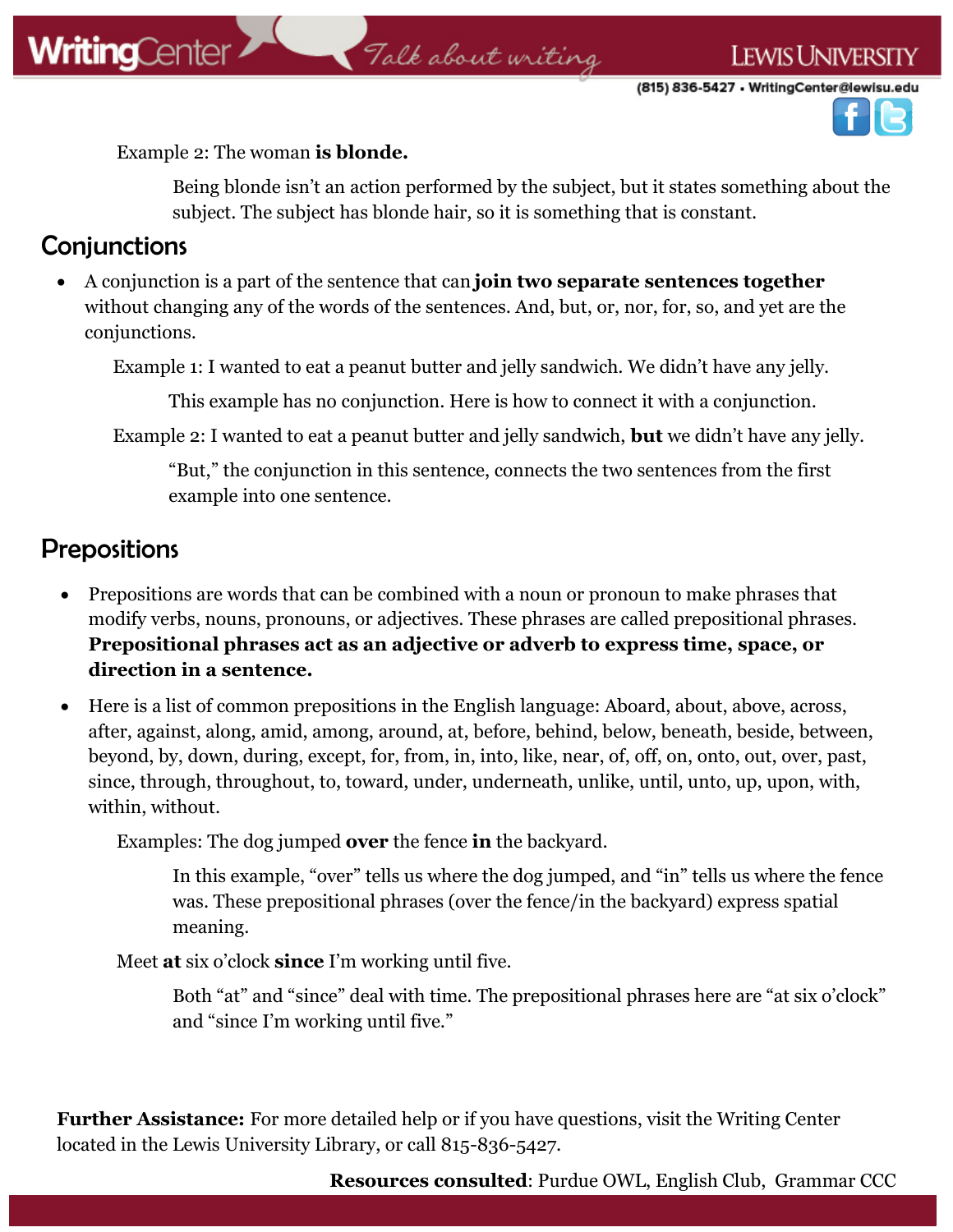Example 2: The woman **is blonde.**

Being blonde isn't an action performed by the subject, but it states something about the subject. The subject has blonde hair, so it is something that is constant.

## Conjunctions

- A conjunction is a part of the sentence that can **join two separate sentences together** without changing any of the words of the sentences. And, but, or, nor, for, so, and yet are the conjunctions.

Example 1: I wanted to eat a peanut butter and jelly sandwich. We didn't have any jelly.

This example has no conjunction. Here is how to connect it with a conjunction.

Example 2: I wanted to eat a peanut butter and jelly sandwich, **but** we didn't have any jelly.

"But," the conjunction in this sentence, connects the two sentences from the first example into one sentence.

## Prepositions

- Prepositions are words that can be combined with a noun or pronoun to make phrases that modify verbs, nouns, pronouns, or adjectives. These phrases are called prepositional phrases. **Prepositional phrases act as an adjective or adverb to express time, space, or direction in a sentence.**
- Here is a list of common prepositions in the English language: Aboard, about, above, across, after, against, along, amid, among, around, at, before, behind, below, beneath, beside, between, beyond, by, down, during, except, for, from, in, into, like, near, of, off, on, onto, out, over, past, since, through, throughout, to, toward, under, underneath, unlike, until, unto, up, upon, with, within, without.

Examples: The dog jumped **over** the fence **in** the backyard.

In this example, "over" tells us where the dog jumped, and "in" tells us where the fence was. These prepositional phrases (over the fence/in the backyard) express spatial meaning.

Meet **at** six o'clock **since** I'm working until five.

Both "at" and "since" deal with time. The prepositional phrases here are "at six o'clock" and "since I'm working until five."

**Further Assistance:** For more detailed help or if you have questions, visit the Writing Center located in the Lewis University Library, or call 815-836-5427.

**Resources consulted**: Purdue OWL, English Club, Grammar CCC